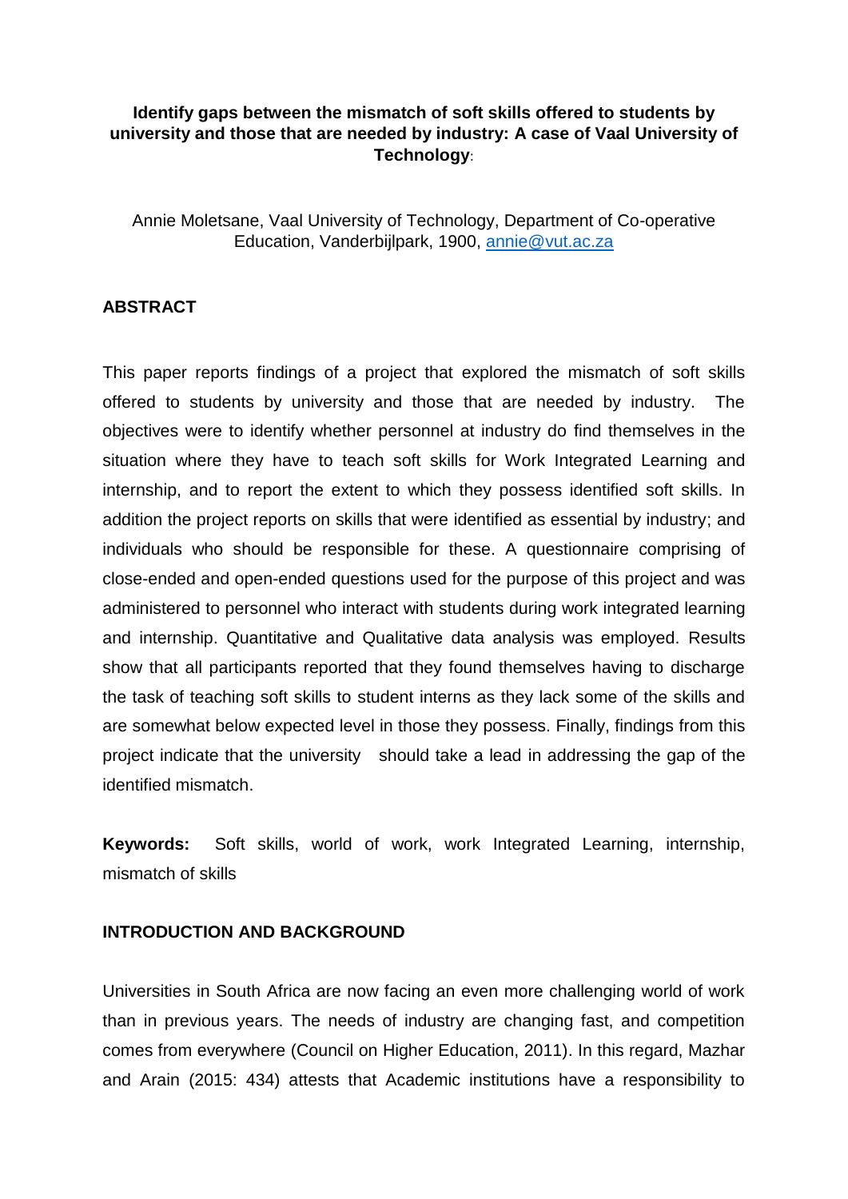**Identify gaps between the mismatch of soft skills offered to students by university and those that are needed by industry: A case of Vaal University of Technology**:

Annie Moletsane, Vaal University of Technology, Department of Co-operative Education, Vanderbijlpark, 1900, annie@vut.ac.za

## ABSTRACT

This paper reports findings of a project that explored the mismatch of soft skills offered to students by university and those that are needed by industry. The objectives were to identify whether personnel at industry do find themselves in the situation where they have to teach soft skills for Work Integrated Learning and internship, and to report the extent to which they possess identified soft skills. In addition the project reports on skills that were identified as essential by industry; and individuals who should be responsible for these. A questionnaire comprising of close-ended and open-ended questions used for the purpose of this project and was administered to personnel who interact with students during work integrated learning and internship. Quantitative and Qualitative data analysis was employed. Results show that all participants reported that they found themselves having to discharge the task of teaching soft skills to student interns as they lack some of the skills and are somewhat below expected level in those they possess. Finally, findings from this project indicate that the university should take a lead in addressing the gap of the identified mismatch.

**Keywords:** Soft skills, world of work, work Integrated Learning, internship, mismatch of skills

## INTRODUCTION AND BACKGROUND

Universities in South Africa are now facing an even more challenging world of work than in previous years. The needs of industry are changing fast, and competition comes from everywhere (Council on Higher Education, 2011). In this regard, Mazhar and Arain (2015: 434) attests that Academic institutions have a responsibility to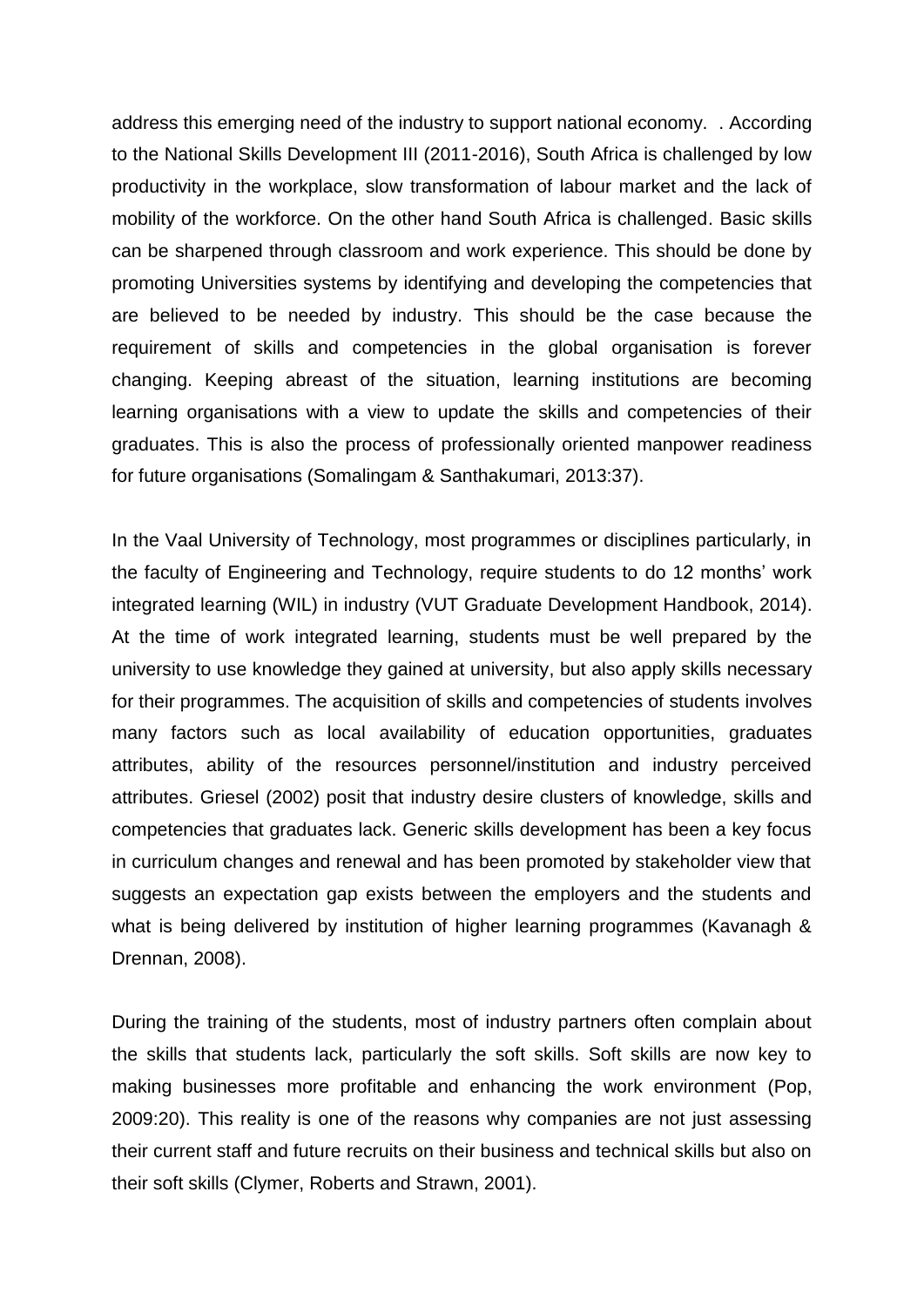address this emerging need of the industry to support national economy. . According to the National Skills Development III (2011-2016), South Africa is challenged by low productivity in the workplace, slow transformation of labour market and the lack of mobility of the workforce. On the other hand South Africa is challenged. Basic skills can be sharpened through classroom and work experience. This should be done by promoting Universities systems by identifying and developing the competencies that are believed to be needed by industry. This should be the case because the requirement of skills and competencies in the global organisation is forever changing. Keeping abreast of the situation, learning institutions are becoming learning organisations with a view to update the skills and competencies of their graduates. This is also the process of professionally oriented manpower readiness for future organisations (Somalingam & Santhakumari, 2013:37).

In the Vaal University of Technology, most programmes or disciplines particularly, in the faculty of Engineering and Technology, require students to do 12 months' work integrated learning (WIL) in industry (VUT Graduate Development Handbook, 2014). At the time of work integrated learning, students must be well prepared by the university to use knowledge they gained at university, but also apply skills necessary for their programmes. The acquisition of skills and competencies of students involves many factors such as local availability of education opportunities, graduates attributes, ability of the resources personnel/institution and industry perceived attributes. Griesel (2002) posit that industry desire clusters of knowledge, skills and competencies that graduates lack. Generic skills development has been a key focus in curriculum changes and renewal and has been promoted by stakeholder view that suggests an expectation gap exists between the employers and the students and what is being delivered by institution of higher learning programmes (Kavanagh & Drennan, 2008).

During the training of the students, most of industry partners often complain about the skills that students lack, particularly the soft skills. Soft skills are now key to making businesses more profitable and enhancing the work environment (Pop, 2009:20). This reality is one of the reasons why companies are not just assessing their current staff and future recruits on their business and technical skills but also on their soft skills (Clymer, Roberts and Strawn, 2001).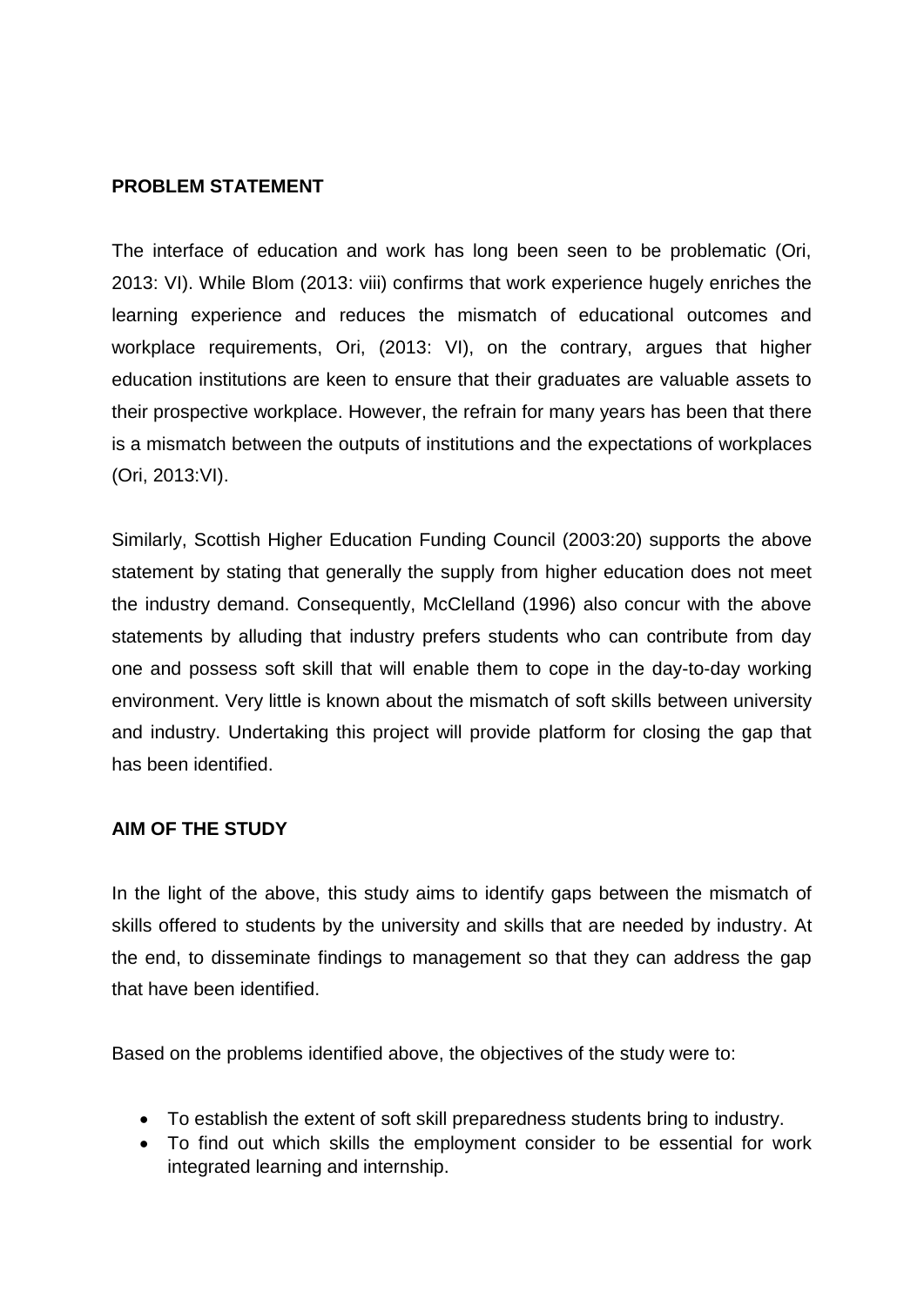**PROBLEM STATEMENT**

The interface of education and work has long been seen to be problematic (Ori, 2013: VI). While Blom (2013: viii) confirms that work experience hugely enriches the learning experience and reduces the mismatch of educational outcomes and workplace requirements, Ori, (2013: VI), on the contrary, argues that higher education institutions are keen to ensure that their graduates are valuable assets to their prospective workplace. However, the refrain for many years has been that there is a mismatch between the outputs of institutions and the expectations of workplaces (Ori, 2013:VI).

Similarly, Scottish Higher Education Funding Council (2003:20) supports the above statement by stating that generally the supply from higher education does not meet the industry demand. Consequently, McClelland (1996) also concur with the above statements by alluding that industry prefers students who can contribute from day one and possess soft skill that will enable them to cope in the day-to-day working environment. Very little is known about the mismatch of soft skills between university and industry. Undertaking this project will provide platform for closing the gap that has been identified.

**AIM OF THE STUDY**

In the light of the above, this study aims to identify gaps between the mismatch of skills offered to students by the university and skills that are needed by industry. At the end, to disseminate findings to management so that they can address the gap that have been identified.

Based on the problems identified above, the objectives of the study were to:

- To establish the extent of soft skill preparedness students bring to industry.
- To find out which skills the employment consider to be essential for work integrated learning and internship.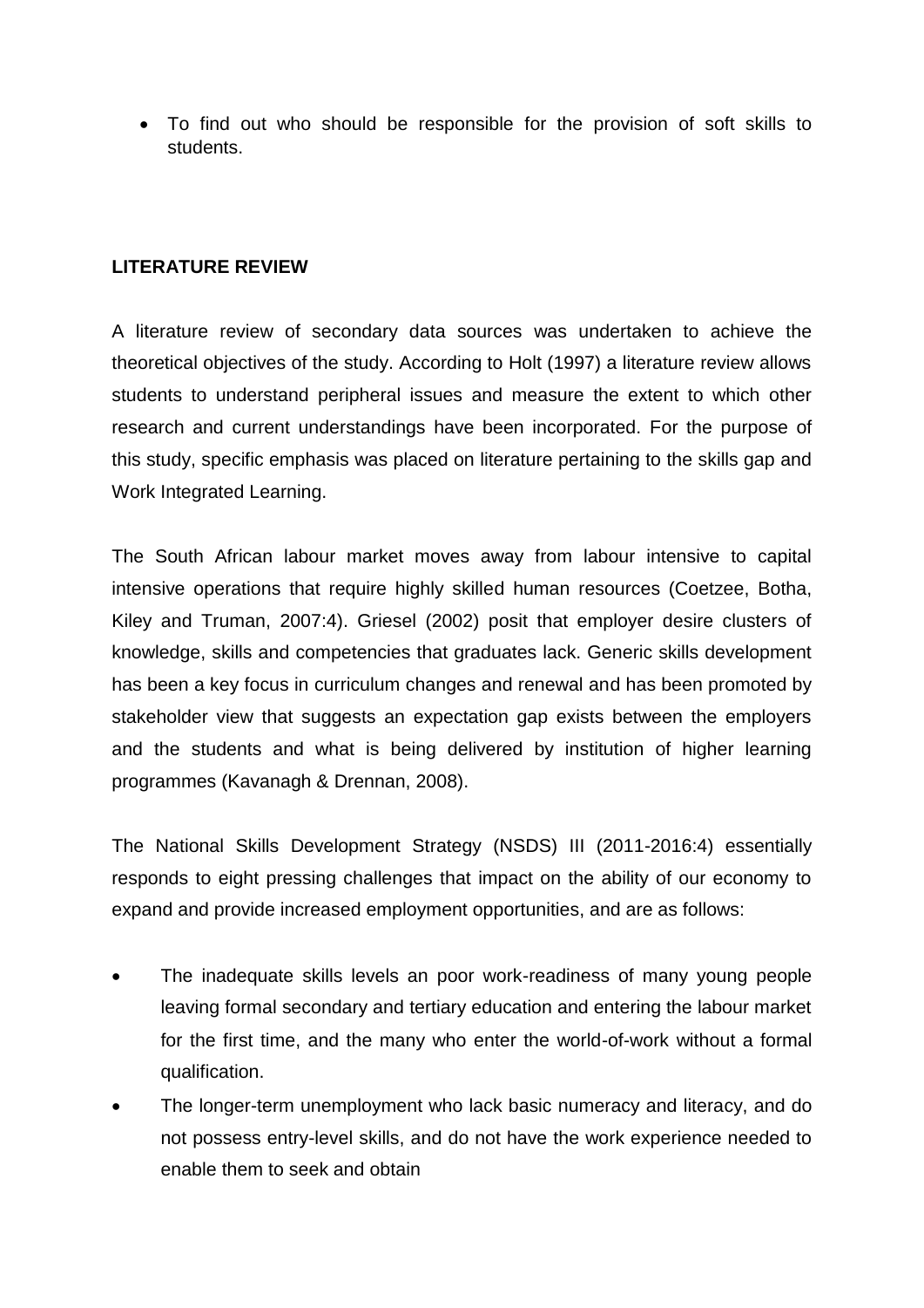- To find out who should be responsible for the provision of soft skills to students.

## LITERATURE REVIEW

A literature review of secondary data sources was undertaken to achieve the theoretical objectives of the study. According to Holt (1997) a literature review allows students to understand peripheral issues and measure the extent to which other research and current understandings have been incorporated. For the purpose of this study, specific emphasis was placed on literature pertaining to the skills gap and Work Integrated Learning.

The South African labour market moves away from labour intensive to capital intensive operations that require highly skilled human resources (Coetzee, Botha, Kiley and Truman, 2007:4). Griesel (2002) posit that employer desire clusters of knowledge, skills and competencies that graduates lack. Generic skills development has been a key focus in curriculum changes and renewal and has been promoted by stakeholder view that suggests an expectation gap exists between the employers and the students and what is being delivered by institution of higher learning programmes (Kavanagh & Drennan, 2008).

The National Skills Development Strategy (NSDS) III (2011-2016:4) essentially responds to eight pressing challenges that impact on the ability of our economy to expand and provide increased employment opportunities, and are as follows:

- The inadequate skills levels an poor work-readiness of many young people leaving formal secondary and tertiary education and entering the labour market for the first time, and the many who enter the world-of-work without a formal qualification.
- The longer-term unemployment who lack basic numeracy and literacy, and do not possess entry-level skills, and do not have the work experience needed to enable them to seek and obtain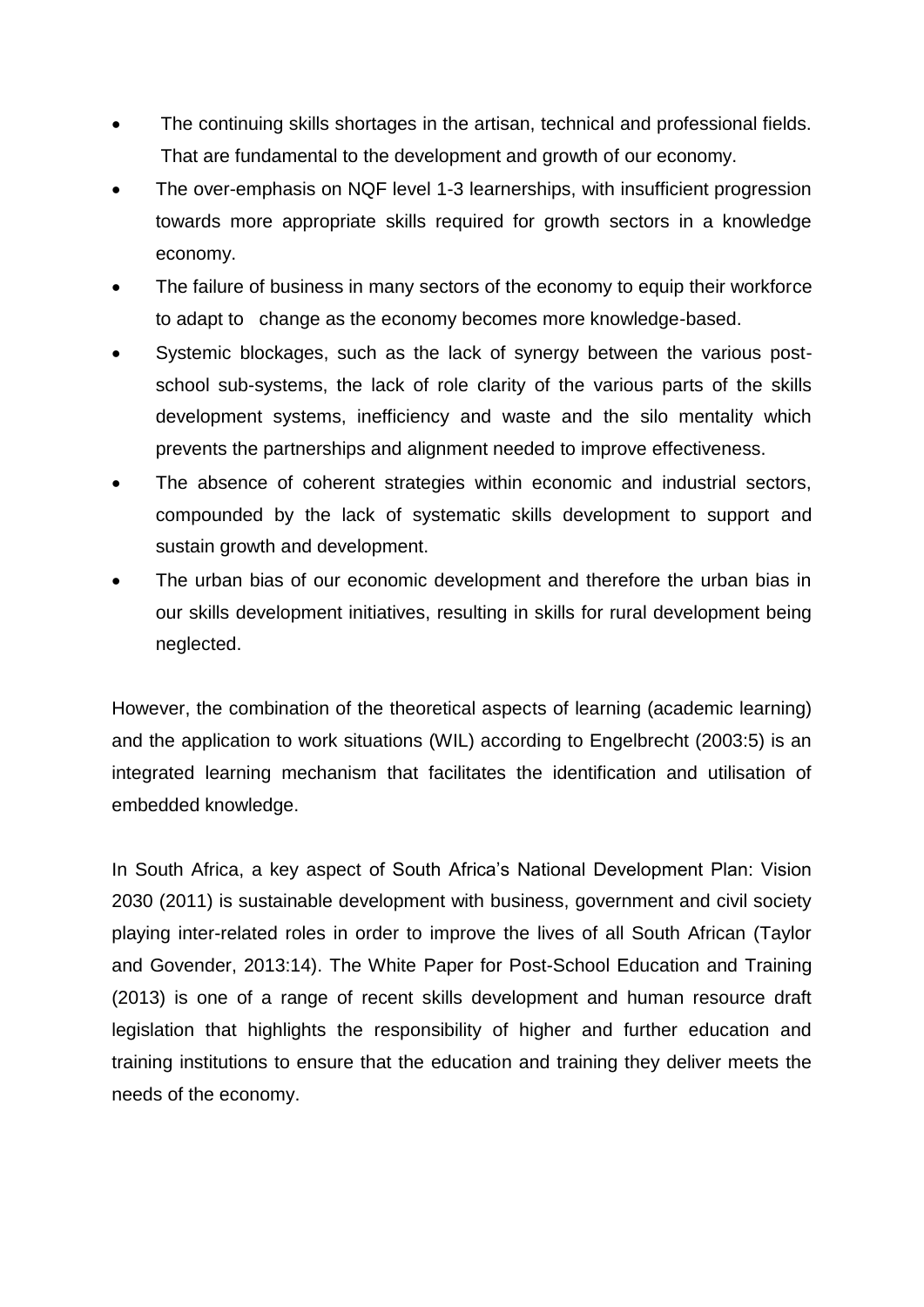- The continuing skills shortages in the artisan, technical and professional fields. That are fundamental to the development and growth of our economy.
- The over-emphasis on NQF level 1-3 learnerships, with insufficient progression towards more appropriate skills required for growth sectors in a knowledge economy.
- The failure of business in many sectors of the economy to equip their workforce to adapt to change as the economy becomes more knowledge-based.
- Systemic blockages, such as the lack of synergy between the various post-school sub-systems, the lack of role clarity of the various parts of the skills development systems, inefficiency and waste and the silo mentality which prevents the partnerships and alignment needed to improve effectiveness.
- The absence of coherent strategies within economic and industrial sectors, compounded by the lack of systematic skills development to support and sustain growth and development.
- The urban bias of our economic development and therefore the urban bias in our skills development initiatives, resulting in skills for rural development being neglected.

However, the combination of the theoretical aspects of learning (academic learning) and the application to work situations (WIL) according to Engelbrecht (2003:5) is an integrated learning mechanism that facilitates the identification and utilisation of embedded knowledge.

In South Africa, a key aspect of South Africa's National Development Plan: Vision 2030 (2011) is sustainable development with business, government and civil society playing inter-related roles in order to improve the lives of all South African (Taylor and Govender, 2013:14). The White Paper for Post-School Education and Training (2013) is one of a range of recent skills development and human resource draft legislation that highlights the responsibility of higher and further education and training institutions to ensure that the education and training they deliver meets the needs of the economy.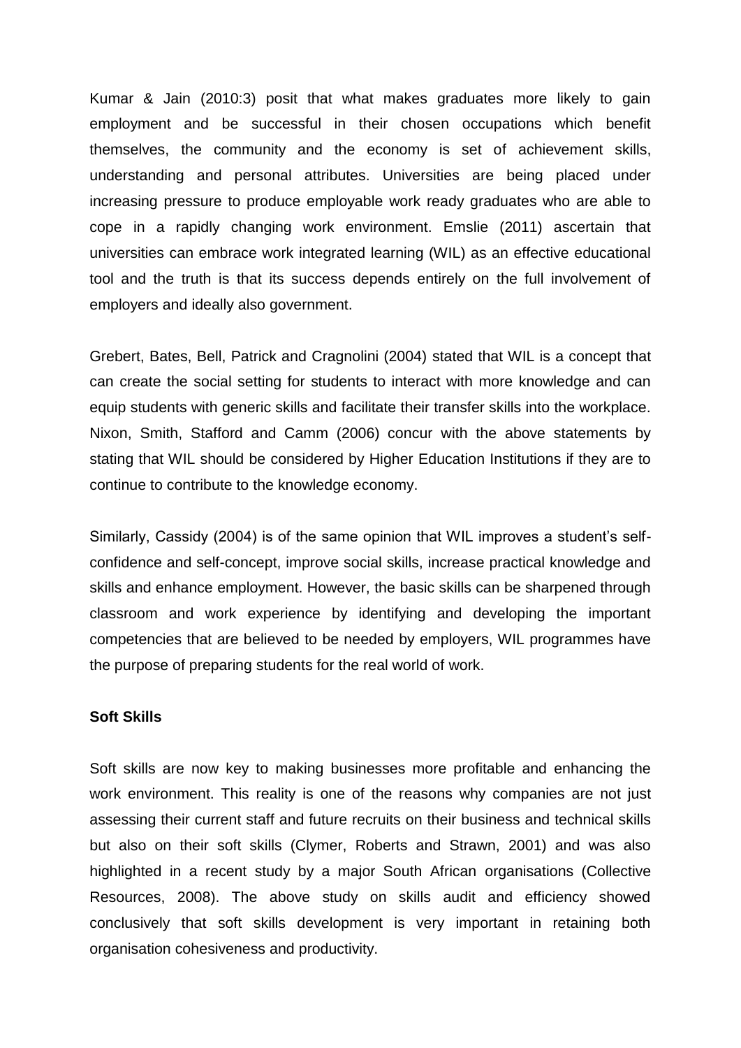Kumar & Jain (2010:3) posit that what makes graduates more likely to gain employment and be successful in their chosen occupations which benefit themselves, the community and the economy is set of achievement skills, understanding and personal attributes. Universities are being placed under increasing pressure to produce employable work ready graduates who are able to cope in a rapidly changing work environment. Emslie (2011) ascertain that universities can embrace work integrated learning (WIL) as an effective educational tool and the truth is that its success depends entirely on the full involvement of employers and ideally also government.

Grebert, Bates, Bell, Patrick and Cragnolini (2004) stated that WIL is a concept that can create the social setting for students to interact with more knowledge and can equip students with generic skills and facilitate their transfer skills into the workplace. Nixon, Smith, Stafford and Camm (2006) concur with the above statements by stating that WIL should be considered by Higher Education Institutions if they are to continue to contribute to the knowledge economy.

Similarly, Cassidy (2004) is of the same opinion that WIL improves a student's self-confidence and self-concept, improve social skills, increase practical knowledge and skills and enhance employment. However, the basic skills can be sharpened through classroom and work experience by identifying and developing the important competencies that are believed to be needed by employers, WIL programmes have the purpose of preparing students for the real world of work.

**Soft Skills**

Soft skills are now key to making businesses more profitable and enhancing the work environment. This reality is one of the reasons why companies are not just assessing their current staff and future recruits on their business and technical skills but also on their soft skills (Clymer, Roberts and Strawn, 2001) and was also highlighted in a recent study by a major South African organisations (Collective Resources, 2008). The above study on skills audit and efficiency showed conclusively that soft skills development is very important in retaining both organisation cohesiveness and productivity.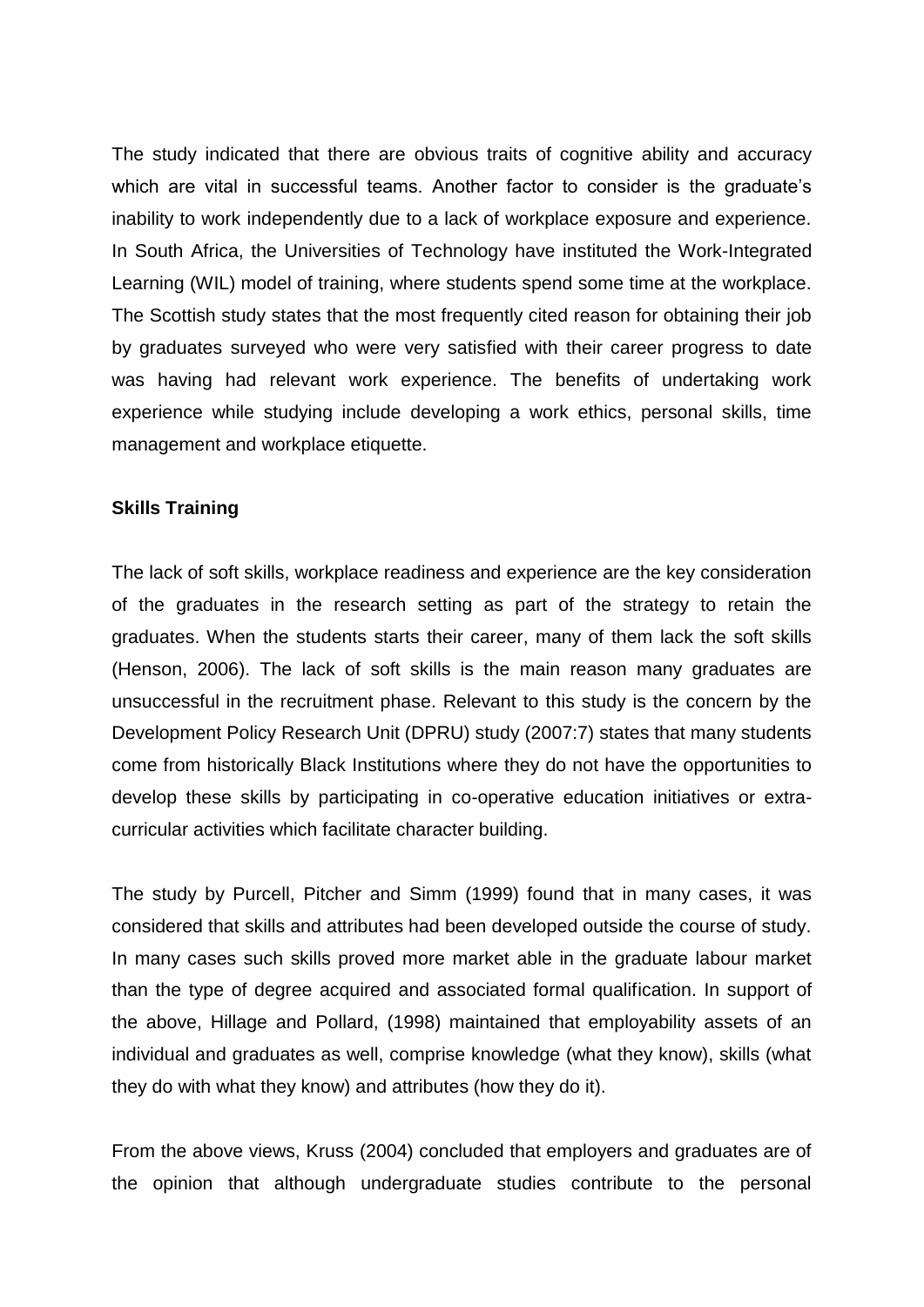The study indicated that there are obvious traits of cognitive ability and accuracy which are vital in successful teams. Another factor to consider is the graduate's inability to work independently due to a lack of workplace exposure and experience. In South Africa, the Universities of Technology have instituted the Work-Integrated Learning (WIL) model of training, where students spend some time at the workplace. The Scottish study states that the most frequently cited reason for obtaining their job by graduates surveyed who were very satisfied with their career progress to date was having had relevant work experience. The benefits of undertaking work experience while studying include developing a work ethics, personal skills, time management and workplace etiquette.

**Skills Training**

The lack of soft skills, workplace readiness and experience are the key consideration of the graduates in the research setting as part of the strategy to retain the graduates. When the students starts their career, many of them lack the soft skills (Henson, 2006). The lack of soft skills is the main reason many graduates are unsuccessful in the recruitment phase. Relevant to this study is the concern by the Development Policy Research Unit (DPRU) study (2007:7) states that many students come from historically Black Institutions where they do not have the opportunities to develop these skills by participating in co-operative education initiatives or extra-curricular activities which facilitate character building.

The study by Purcell, Pitcher and Simm (1999) found that in many cases, it was considered that skills and attributes had been developed outside the course of study. In many cases such skills proved more market able in the graduate labour market than the type of degree acquired and associated formal qualification. In support of the above, Hillage and Pollard, (1998) maintained that employability assets of an individual and graduates as well, comprise knowledge (what they know), skills (what they do with what they know) and attributes (how they do it).

From the above views, Kruss (2004) concluded that employers and graduates are of the opinion that although undergraduate studies contribute to the personal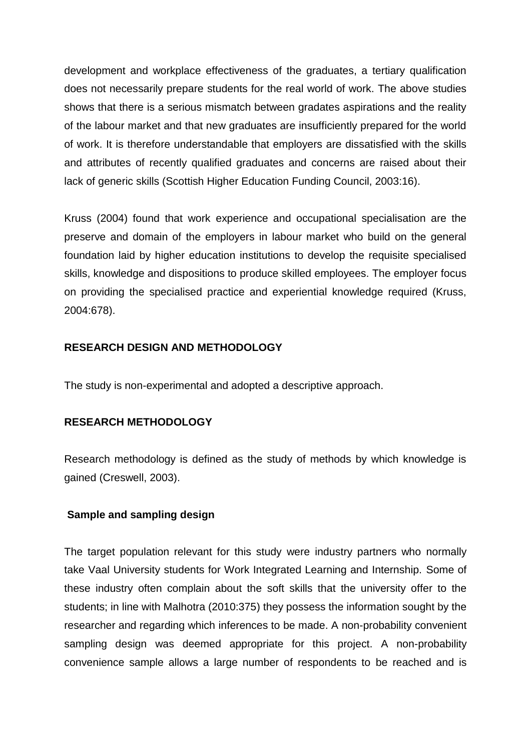development and workplace effectiveness of the graduates, a tertiary qualification does not necessarily prepare students for the real world of work. The above studies shows that there is a serious mismatch between gradates aspirations and the reality of the labour market and that new graduates are insufficiently prepared for the world of work. It is therefore understandable that employers are dissatisfied with the skills and attributes of recently qualified graduates and concerns are raised about their lack of generic skills (Scottish Higher Education Funding Council, 2003:16).

Kruss (2004) found that work experience and occupational specialisation are the preserve and domain of the employers in labour market who build on the general foundation laid by higher education institutions to develop the requisite specialised skills, knowledge and dispositions to produce skilled employees. The employer focus on providing the specialised practice and experiential knowledge required (Kruss, 2004:678).

## RESEARCH DESIGN AND METHODOLOGY

The study is non-experimental and adopted a descriptive approach.

## RESEARCH METHODOLOGY

Research methodology is defined as the study of methods by which knowledge is gained (Creswell, 2003).

### Sample and sampling design

The target population relevant for this study were industry partners who normally take Vaal University students for Work Integrated Learning and Internship. Some of these industry often complain about the soft skills that the university offer to the students; in line with Malhotra (2010:375) they possess the information sought by the researcher and regarding which inferences to be made. A non-probability convenient sampling design was deemed appropriate for this project. A non-probability convenience sample allows a large number of respondents to be reached and is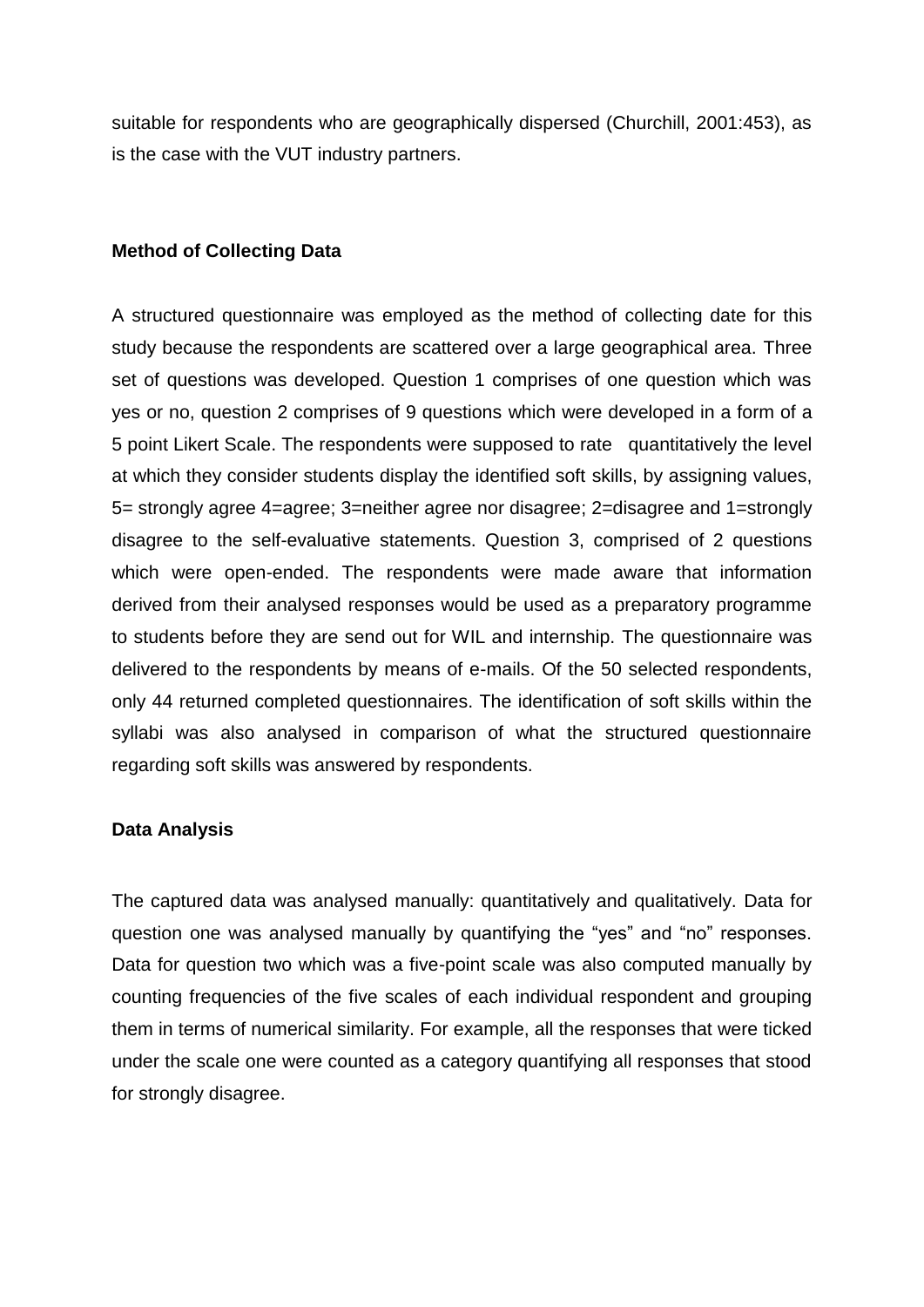suitable for respondents who are geographically dispersed (Churchill, 2001:453), as is the case with the VUT industry partners.

**Method of Collecting Data**

A structured questionnaire was employed as the method of collecting date for this study because the respondents are scattered over a large geographical area. Three set of questions was developed. Question 1 comprises of one question which was yes or no, question 2 comprises of 9 questions which were developed in a form of a 5 point Likert Scale. The respondents were supposed to rate quantitatively the level at which they consider students display the identified soft skills, by assigning values, 5= strongly agree 4=agree; 3=neither agree nor disagree; 2=disagree and 1=strongly disagree to the self-evaluative statements. Question 3, comprised of 2 questions which were open-ended. The respondents were made aware that information derived from their analysed responses would be used as a preparatory programme to students before they are send out for WIL and internship. The questionnaire was delivered to the respondents by means of e-mails. Of the 50 selected respondents, only 44 returned completed questionnaires. The identification of soft skills within the syllabi was also analysed in comparison of what the structured questionnaire regarding soft skills was answered by respondents.

**Data Analysis**

The captured data was analysed manually: quantitatively and qualitatively. Data for question one was analysed manually by quantifying the "yes" and "no" responses. Data for question two which was a five-point scale was also computed manually by counting frequencies of the five scales of each individual respondent and grouping them in terms of numerical similarity. For example, all the responses that were ticked under the scale one were counted as a category quantifying all responses that stood for strongly disagree.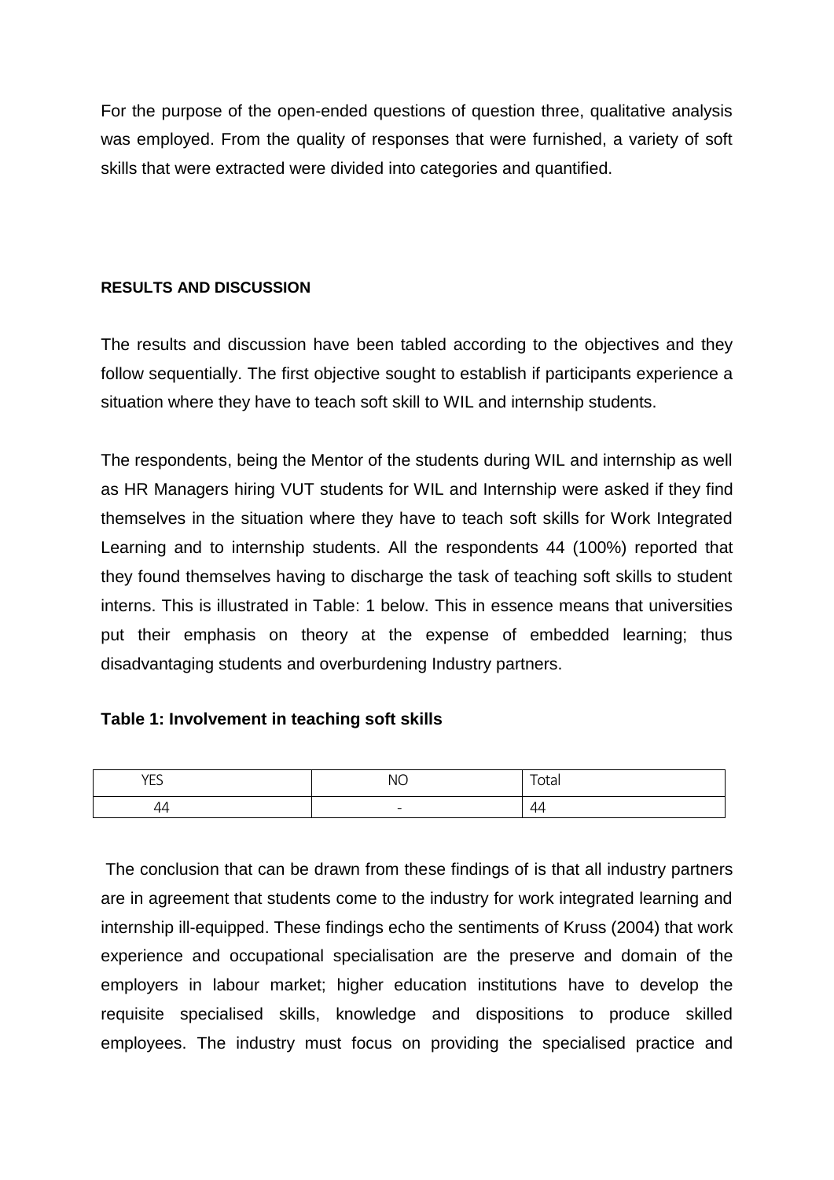For the purpose of the open-ended questions of question three, qualitative analysis was employed. From the quality of responses that were furnished, a variety of soft skills that were extracted were divided into categories and quantified.

## RESULTS AND DISCUSSION

The results and discussion have been tabled according to the objectives and they follow sequentially. The first objective sought to establish if participants experience a situation where they have to teach soft skill to WIL and internship students.

The respondents, being the Mentor of the students during WIL and internship as well as HR Managers hiring VUT students for WIL and Internship were asked if they find themselves in the situation where they have to teach soft skills for Work Integrated Learning and to internship students. All the respondents 44 (100%) reported that they found themselves having to discharge the task of teaching soft skills to student interns. This is illustrated in Table: 1 below. This in essence means that universities put their emphasis on theory at the expense of embedded learning; thus disadvantaging students and overburdening Industry partners.

**Table 1: Involvement in teaching soft skills**

| YES | NO | Total |
|---|---|---|
| 44 | - | 44 |

The conclusion that can be drawn from these findings of is that all industry partners are in agreement that students come to the industry for work integrated learning and internship ill-equipped. These findings echo the sentiments of Kruss (2004) that work experience and occupational specialisation are the preserve and domain of the employers in labour market; higher education institutions have to develop the requisite specialised skills, knowledge and dispositions to produce skilled employees. The industry must focus on providing the specialised practice and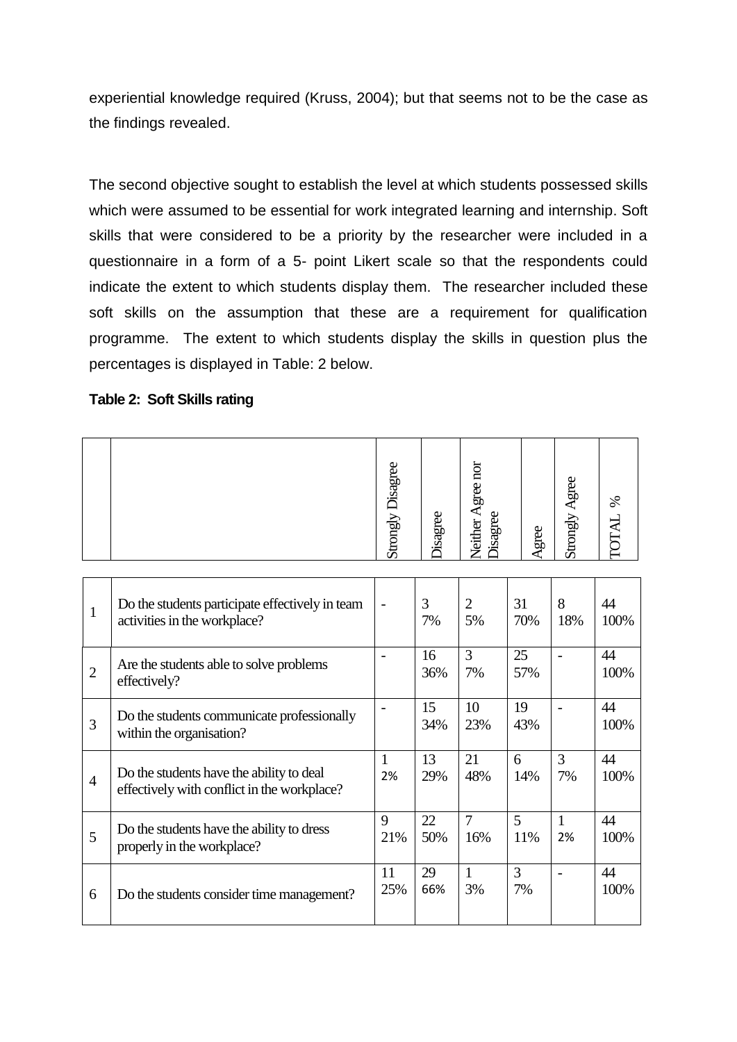experiential knowledge required (Kruss, 2004); but that seems not to be the case as the findings revealed.

The second objective sought to establish the level at which students possessed skills which were assumed to be essential for work integrated learning and internship. Soft skills that were considered to be a priority by the researcher were included in a questionnaire in a form of a 5- point Likert scale so that the respondents could indicate the extent to which students display them. The researcher included these soft skills on the assumption that these are a requirement for qualification programme. The extent to which students display the skills in question plus the percentages is displayed in Table: 2 below.

**Table 2: Soft Skills rating**

| | | Strongly Disagree | Disagree | Neither Agree nor Disagree | Agree | Strongly Agree | TOTAL % |
|---|---|---|---|---|---|---|---|
| 1 | Do the students participate effectively in team activities in the workplace? | - | 3 7% | 2 5% | 31 70% | 8 18% | 44 100% |
| 2 | Are the students able to solve problems effectively? | - | 16 36% | 3 7% | 25 57% | - | 44 100% |
| 3 | Do the students communicate professionally within the organisation? | - | 15 34% | 10 23% | 19 43% | - | 44 100% |
| 4 | Do the students have the ability to deal effectively with conflict in the workplace? | 1 2% | 13 29% | 21 48% | 6 14% | 3 7% | 44 100% |
| 5 | Do the students have the ability to dress properly in the workplace? | 9 21% | 22 50% | 7 16% | 5 11% | 1 2% | 44 100% |
| 6 | Do the students consider time management? | 11 25% | 29 66% | 1 3% | 3 7% | - | 44 100% |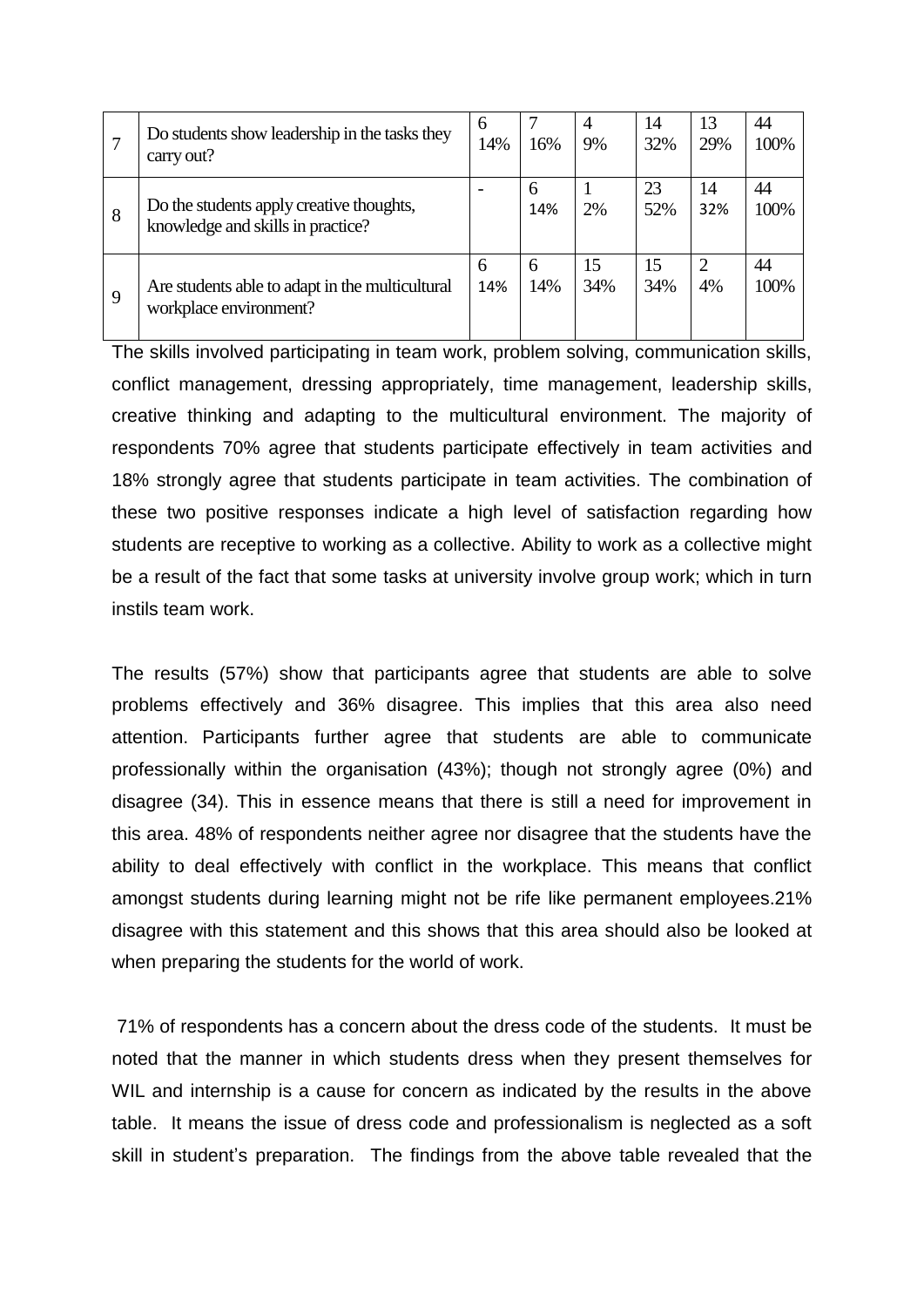| 7 | Do students show leadership in the tasks they carry out? | 6<br>14% | 7<br>16% | 4<br>9% | 14<br>32% | 13<br>29% | 44<br>100% |
|---|---|---|---|---|---|---|---|
| 8 | Do the students apply creative thoughts, knowledge and skills in practice? | - | 6<br>14% | 1<br>2% | 23<br>52% | 14<br>32% | 44<br>100% |
| 9 | Are students able to adapt in the multicultural workplace environment? | 6<br>14% | 6<br>14% | 15<br>34% | 15<br>34% | 2<br>4% | 44<br>100% |

The skills involved participating in team work, problem solving, communication skills, conflict management, dressing appropriately, time management, leadership skills, creative thinking and adapting to the multicultural environment. The majority of respondents 70% agree that students participate effectively in team activities and 18% strongly agree that students participate in team activities. The combination of these two positive responses indicate a high level of satisfaction regarding how students are receptive to working as a collective. Ability to work as a collective might be a result of the fact that some tasks at university involve group work; which in turn instils team work.

The results (57%) show that participants agree that students are able to solve problems effectively and 36% disagree. This implies that this area also need attention. Participants further agree that students are able to communicate professionally within the organisation (43%); though not strongly agree (0%) and disagree (34). This in essence means that there is still a need for improvement in this area. 48% of respondents neither agree nor disagree that the students have the ability to deal effectively with conflict in the workplace. This means that conflict amongst students during learning might not be rife like permanent employees.21% disagree with this statement and this shows that this area should also be looked at when preparing the students for the world of work.

71% of respondents has a concern about the dress code of the students. It must be noted that the manner in which students dress when they present themselves for WIL and internship is a cause for concern as indicated by the results in the above table. It means the issue of dress code and professionalism is neglected as a soft skill in student's preparation. The findings from the above table revealed that the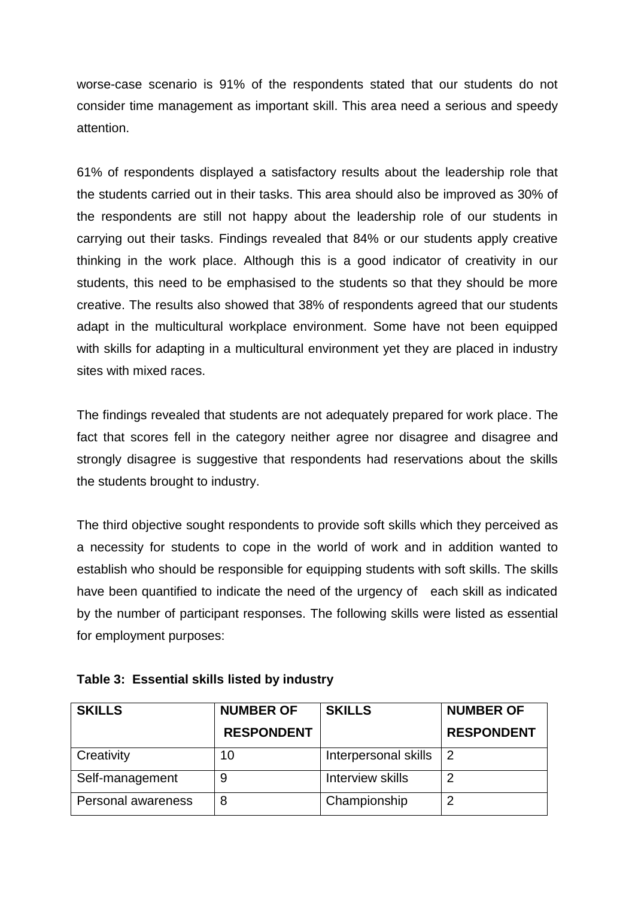worse-case scenario is 91% of the respondents stated that our students do not consider time management as important skill. This area need a serious and speedy attention.

61% of respondents displayed a satisfactory results about the leadership role that the students carried out in their tasks. This area should also be improved as 30% of the respondents are still not happy about the leadership role of our students in carrying out their tasks. Findings revealed that 84% or our students apply creative thinking in the work place. Although this is a good indicator of creativity in our students, this need to be emphasised to the students so that they should be more creative. The results also showed that 38% of respondents agreed that our students adapt in the multicultural workplace environment. Some have not been equipped with skills for adapting in a multicultural environment yet they are placed in industry sites with mixed races.

The findings revealed that students are not adequately prepared for work place. The fact that scores fell in the category neither agree nor disagree and disagree and strongly disagree is suggestive that respondents had reservations about the skills the students brought to industry.

The third objective sought respondents to provide soft skills which they perceived as a necessity for students to cope in the world of work and in addition wanted to establish who should be responsible for equipping students with soft skills. The skills have been quantified to indicate the need of the urgency of each skill as indicated by the number of participant responses. The following skills were listed as essential for employment purposes:

**Table 3: Essential skills listed by industry**

| SKILLS | NUMBER OF RESPONDENT | SKILLS | NUMBER OF RESPONDENT |
|---|---|---|---|
| Creativity | 10 | Interpersonal skills | 2 |
| Self-management | 9 | Interview skills | 2 |
| Personal awareness | 8 | Championship | 2 |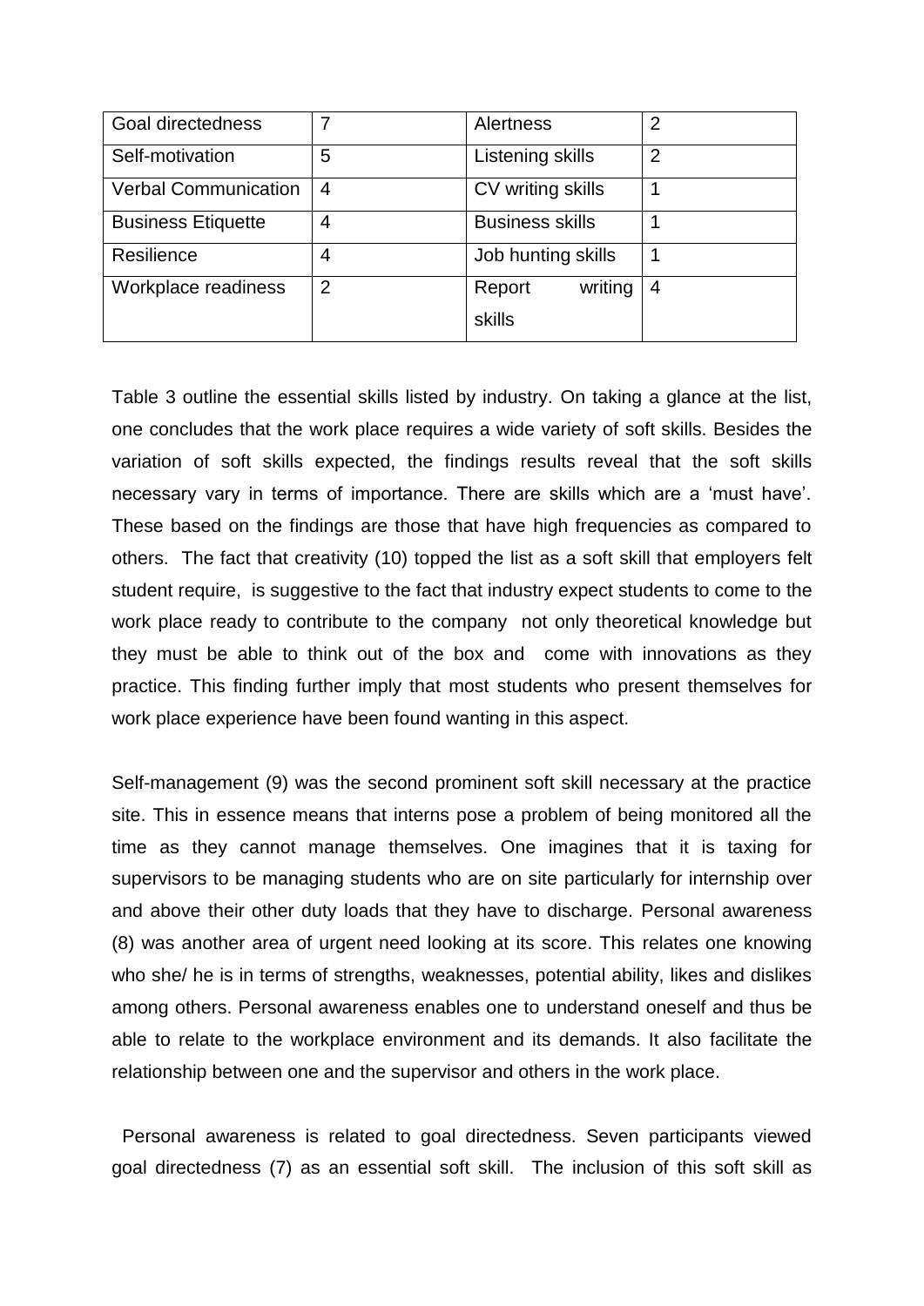| Goal directedness | 7 | Alertness | 2 |
|---|---|---|---|
| Self-motivation | 5 | Listening skills | 2 |
| Verbal Communication | 4 | CV writing skills | 1 |
| Business Etiquette | 4 | Business skills | 1 |
| Resilience | 4 | Job hunting skills | 1 |
| Workplace readiness | 2 | Report writing skills | 4 |

Table 3 outline the essential skills listed by industry. On taking a glance at the list, one concludes that the work place requires a wide variety of soft skills. Besides the variation of soft skills expected, the findings results reveal that the soft skills necessary vary in terms of importance. There are skills which are a 'must have'. These based on the findings are those that have high frequencies as compared to others. The fact that creativity (10) topped the list as a soft skill that employers felt student require, is suggestive to the fact that industry expect students to come to the work place ready to contribute to the company not only theoretical knowledge but they must be able to think out of the box and come with innovations as they practice. This finding further imply that most students who present themselves for work place experience have been found wanting in this aspect.

Self-management (9) was the second prominent soft skill necessary at the practice site. This in essence means that interns pose a problem of being monitored all the time as they cannot manage themselves. One imagines that it is taxing for supervisors to be managing students who are on site particularly for internship over and above their other duty loads that they have to discharge. Personal awareness (8) was another area of urgent need looking at its score. This relates one knowing who she/ he is in terms of strengths, weaknesses, potential ability, likes and dislikes among others. Personal awareness enables one to understand oneself and thus be able to relate to the workplace environment and its demands. It also facilitate the relationship between one and the supervisor and others in the work place.

Personal awareness is related to goal directedness. Seven participants viewed goal directedness (7) as an essential soft skill. The inclusion of this soft skill as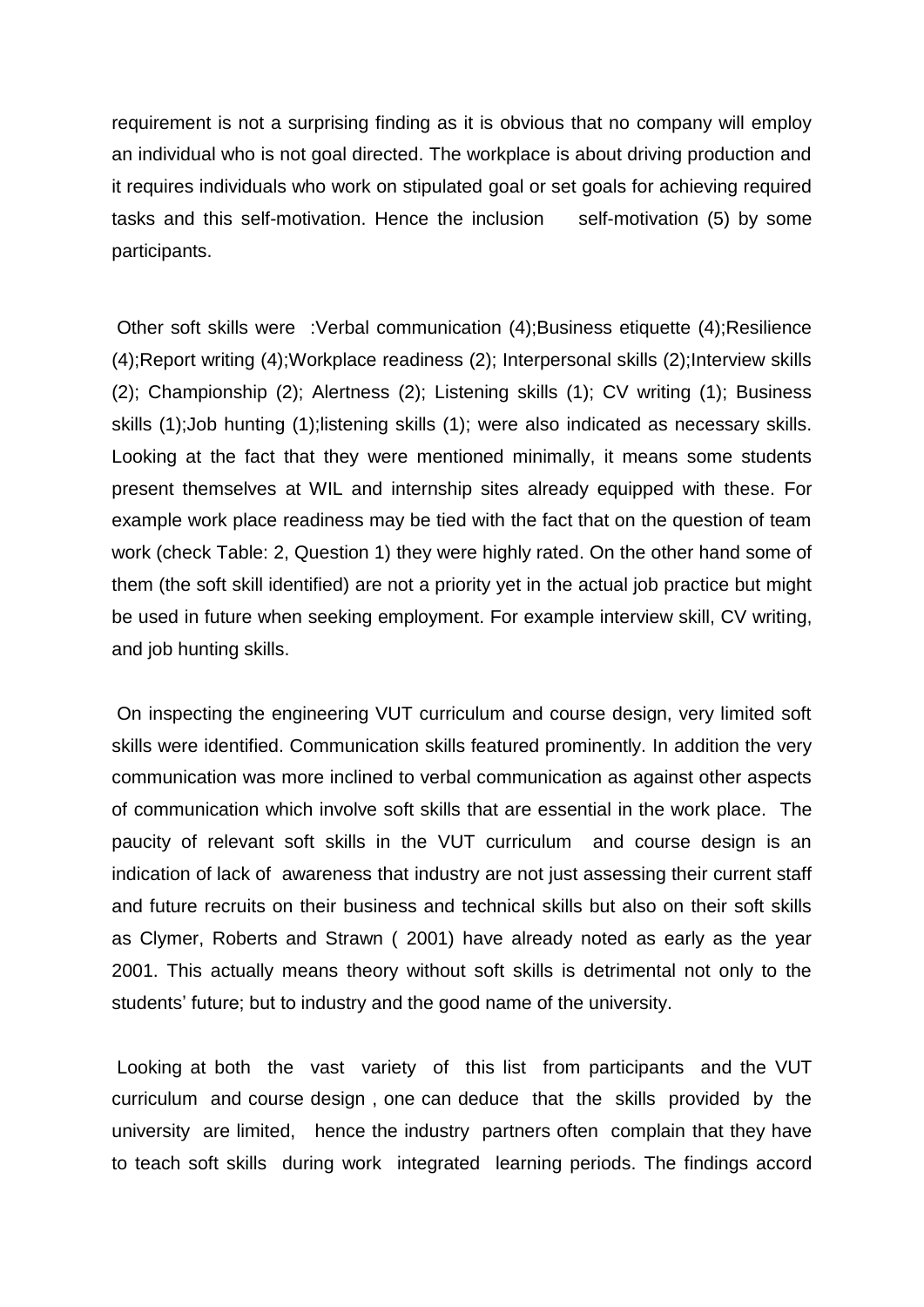requirement is not a surprising finding as it is obvious that no company will employ an individual who is not goal directed. The workplace is about driving production and it requires individuals who work on stipulated goal or set goals for achieving required tasks and this self-motivation. Hence the inclusion self-motivation (5) by some participants.

Other soft skills were :Verbal communication (4);Business etiquette (4);Resilience (4);Report writing (4);Workplace readiness (2); Interpersonal skills (2);Interview skills (2); Championship (2); Alertness (2); Listening skills (1); CV writing (1); Business skills (1);Job hunting (1);listening skills (1); were also indicated as necessary skills. Looking at the fact that they were mentioned minimally, it means some students present themselves at WIL and internship sites already equipped with these. For example work place readiness may be tied with the fact that on the question of team work (check Table: 2, Question 1) they were highly rated. On the other hand some of them (the soft skill identified) are not a priority yet in the actual job practice but might be used in future when seeking employment. For example interview skill, CV writing, and job hunting skills.

On inspecting the engineering VUT curriculum and course design, very limited soft skills were identified. Communication skills featured prominently. In addition the very communication was more inclined to verbal communication as against other aspects of communication which involve soft skills that are essential in the work place. The paucity of relevant soft skills in the VUT curriculum and course design is an indication of lack of awareness that industry are not just assessing their current staff and future recruits on their business and technical skills but also on their soft skills as Clymer, Roberts and Strawn ( 2001) have already noted as early as the year 2001. This actually means theory without soft skills is detrimental not only to the students' future; but to industry and the good name of the university.

Looking at both the vast variety of this list from participants and the VUT curriculum and course design , one can deduce that the skills provided by the university are limited, hence the industry partners often complain that they have to teach soft skills during work integrated learning periods. The findings accord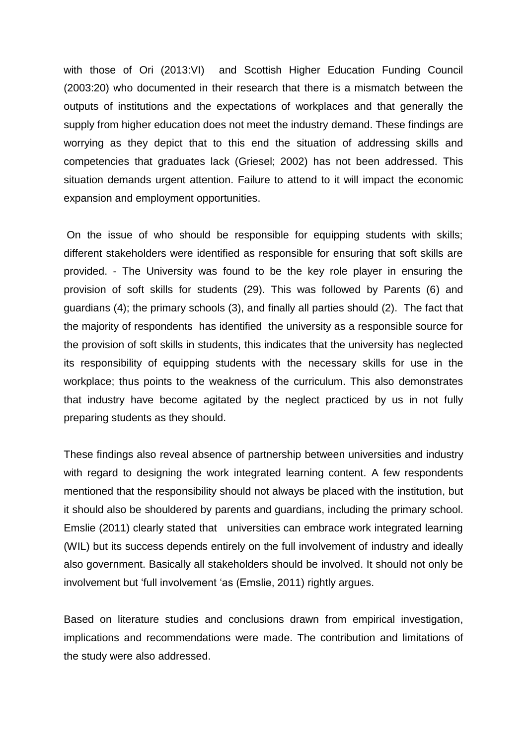with those of Ori (2013:VI) and Scottish Higher Education Funding Council (2003:20) who documented in their research that there is a mismatch between the outputs of institutions and the expectations of workplaces and that generally the supply from higher education does not meet the industry demand. These findings are worrying as they depict that to this end the situation of addressing skills and competencies that graduates lack (Griesel; 2002) has not been addressed. This situation demands urgent attention. Failure to attend to it will impact the economic expansion and employment opportunities.

On the issue of who should be responsible for equipping students with skills; different stakeholders were identified as responsible for ensuring that soft skills are provided. - The University was found to be the key role player in ensuring the provision of soft skills for students (29). This was followed by Parents (6) and guardians (4); the primary schools (3), and finally all parties should (2). The fact that the majority of respondents has identified the university as a responsible source for the provision of soft skills in students, this indicates that the university has neglected its responsibility of equipping students with the necessary skills for use in the workplace; thus points to the weakness of the curriculum. This also demonstrates that industry have become agitated by the neglect practiced by us in not fully preparing students as they should.

These findings also reveal absence of partnership between universities and industry with regard to designing the work integrated learning content. A few respondents mentioned that the responsibility should not always be placed with the institution, but it should also be shouldered by parents and guardians, including the primary school. Emslie (2011) clearly stated that universities can embrace work integrated learning (WIL) but its success depends entirely on the full involvement of industry and ideally also government. Basically all stakeholders should be involved. It should not only be involvement but 'full involvement 'as (Emslie, 2011) rightly argues.

Based on literature studies and conclusions drawn from empirical investigation, implications and recommendations were made. The contribution and limitations of the study were also addressed.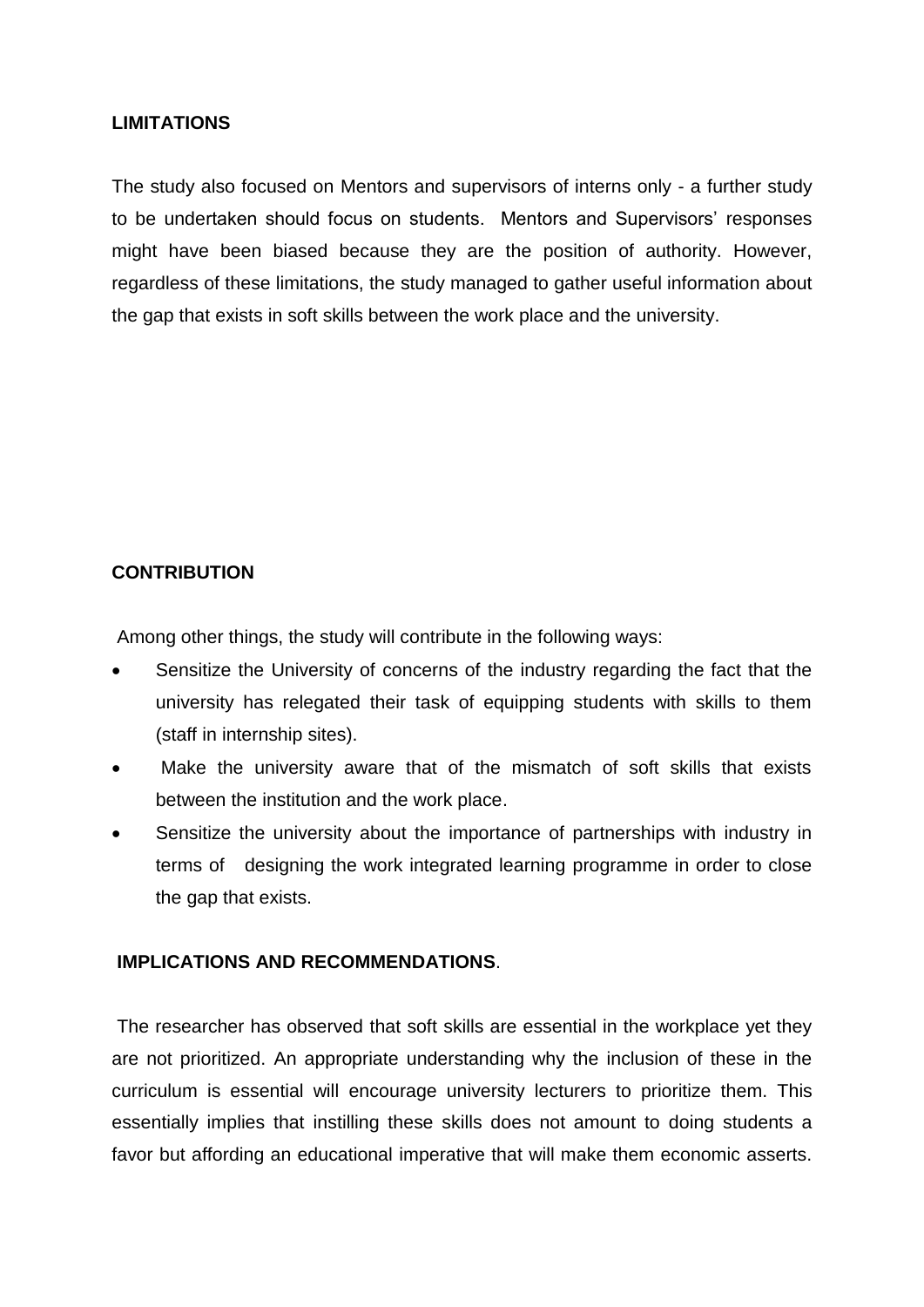**LIMITATIONS**

The study also focused on Mentors and supervisors of interns only - a further study to be undertaken should focus on students. Mentors and Supervisors' responses might have been biased because they are the position of authority. However, regardless of these limitations, the study managed to gather useful information about the gap that exists in soft skills between the work place and the university.

**CONTRIBUTION**

Among other things, the study will contribute in the following ways:

- Sensitize the University of concerns of the industry regarding the fact that the university has relegated their task of equipping students with skills to them (staff in internship sites).
- Make the university aware that of the mismatch of soft skills that exists between the institution and the work place.
- Sensitize the university about the importance of partnerships with industry in terms of designing the work integrated learning programme in order to close the gap that exists.

**IMPLICATIONS AND RECOMMENDATIONS**.

The researcher has observed that soft skills are essential in the workplace yet they are not prioritized. An appropriate understanding why the inclusion of these in the curriculum is essential will encourage university lecturers to prioritize them. This essentially implies that instilling these skills does not amount to doing students a favor but affording an educational imperative that will make them economic asserts.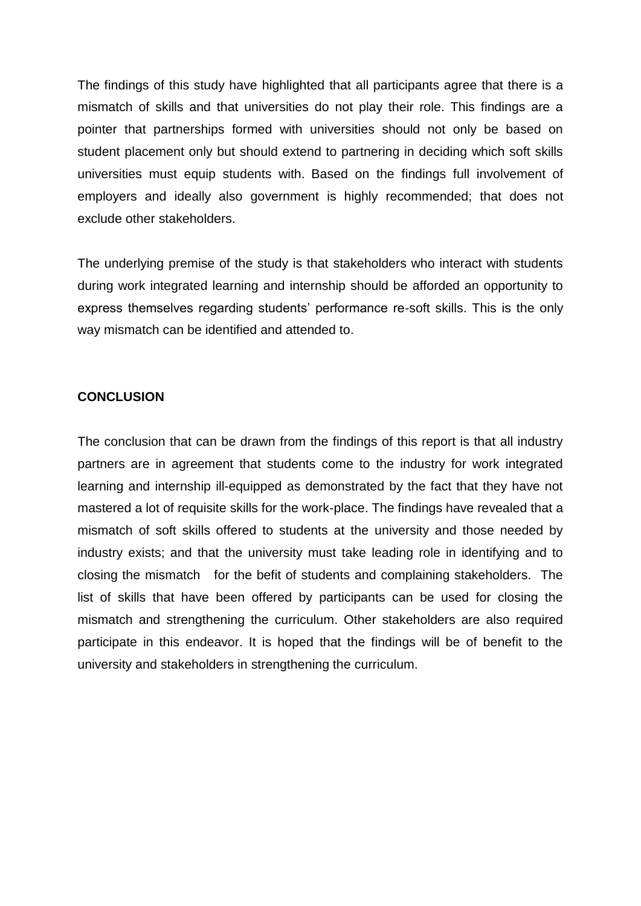The findings of this study have highlighted that all participants agree that there is a mismatch of skills and that universities do not play their role. This findings are a pointer that partnerships formed with universities should not only be based on student placement only but should extend to partnering in deciding which soft skills universities must equip students with. Based on the findings full involvement of employers and ideally also government is highly recommended; that does not exclude other stakeholders.

The underlying premise of the study is that stakeholders who interact with students during work integrated learning and internship should be afforded an opportunity to express themselves regarding students' performance re-soft skills. This is the only way mismatch can be identified and attended to.

**CONCLUSION**

The conclusion that can be drawn from the findings of this report is that all industry partners are in agreement that students come to the industry for work integrated learning and internship ill-equipped as demonstrated by the fact that they have not mastered a lot of requisite skills for the work-place. The findings have revealed that a mismatch of soft skills offered to students at the university and those needed by industry exists; and that the university must take leading role in identifying and to closing the mismatch for the befit of students and complaining stakeholders. The list of skills that have been offered by participants can be used for closing the mismatch and strengthening the curriculum. Other stakeholders are also required participate in this endeavor. It is hoped that the findings will be of benefit to the university and stakeholders in strengthening the curriculum.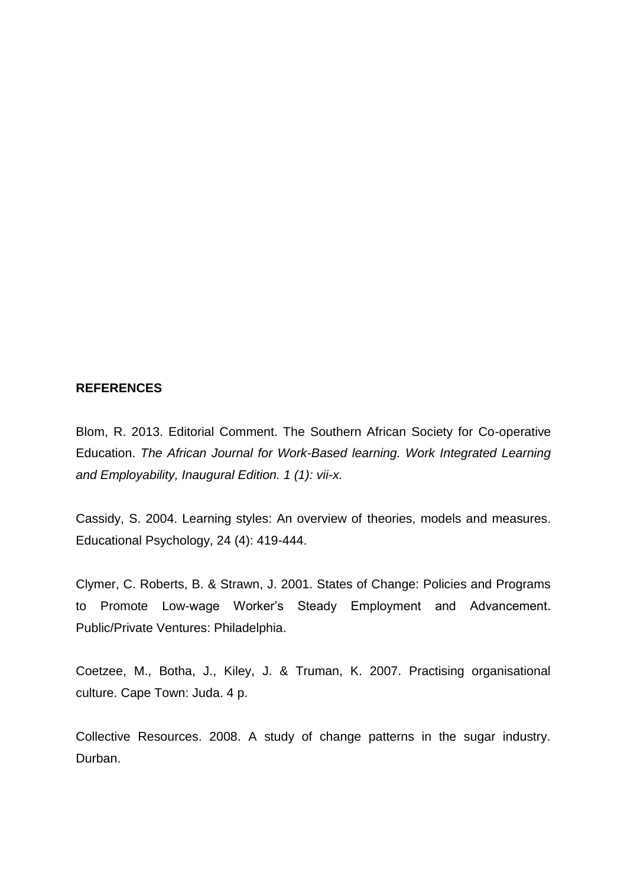## REFERENCES

Blom, R. 2013. Editorial Comment. The Southern African Society for Co-operative Education. *The African Journal for Work-Based learning. Work Integrated Learning and Employability, Inaugural Edition. 1 (1): vii-x.*

Cassidy, S. 2004. Learning styles: An overview of theories, models and measures. Educational Psychology, 24 (4): 419-444.

Clymer, C. Roberts, B. & Strawn, J. 2001. States of Change: Policies and Programs to Promote Low-wage Worker's Steady Employment and Advancement. Public/Private Ventures: Philadelphia.

Coetzee, M., Botha, J., Kiley, J. & Truman, K. 2007. Practising organisational culture. Cape Town: Juda. 4 p.

Collective Resources. 2008. A study of change patterns in the sugar industry. Durban.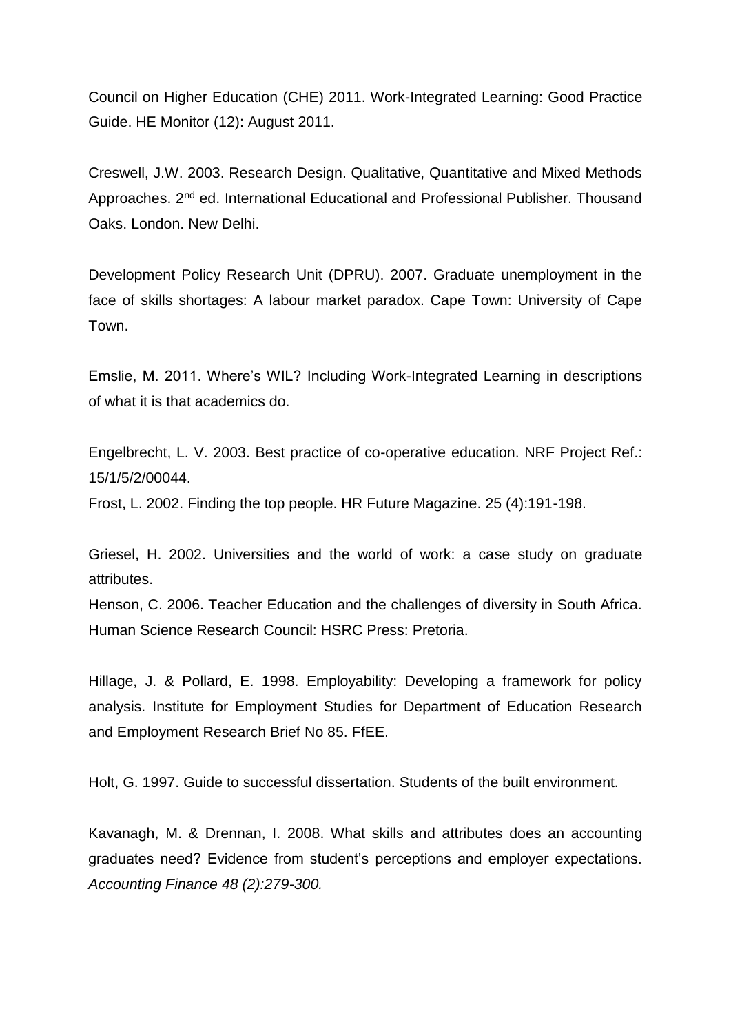Council on Higher Education (CHE) 2011. Work-Integrated Learning: Good Practice Guide. HE Monitor (12): August 2011.

Creswell, J.W. 2003. Research Design. Qualitative, Quantitative and Mixed Methods Approaches. 2nd ed. International Educational and Professional Publisher. Thousand Oaks. London. New Delhi.

Development Policy Research Unit (DPRU). 2007. Graduate unemployment in the face of skills shortages: A labour market paradox. Cape Town: University of Cape Town.

Emslie, M. 2011. Where's WIL? Including Work-Integrated Learning in descriptions of what it is that academics do.

Engelbrecht, L. V. 2003. Best practice of co-operative education. NRF Project Ref.: 15/1/5/2/00044.

Frost, L. 2002. Finding the top people. HR Future Magazine. 25 (4):191-198.

Griesel, H. 2002. Universities and the world of work: a case study on graduate attributes.

Henson, C. 2006. Teacher Education and the challenges of diversity in South Africa. Human Science Research Council: HSRC Press: Pretoria.

Hillage, J. & Pollard, E. 1998. Employability: Developing a framework for policy analysis. Institute for Employment Studies for Department of Education Research and Employment Research Brief No 85. FfEE.

Holt, G. 1997. Guide to successful dissertation. Students of the built environment.

Kavanagh, M. & Drennan, I. 2008. What skills and attributes does an accounting graduates need? Evidence from student's perceptions and employer expectations. *Accounting Finance 48 (2):279-300.*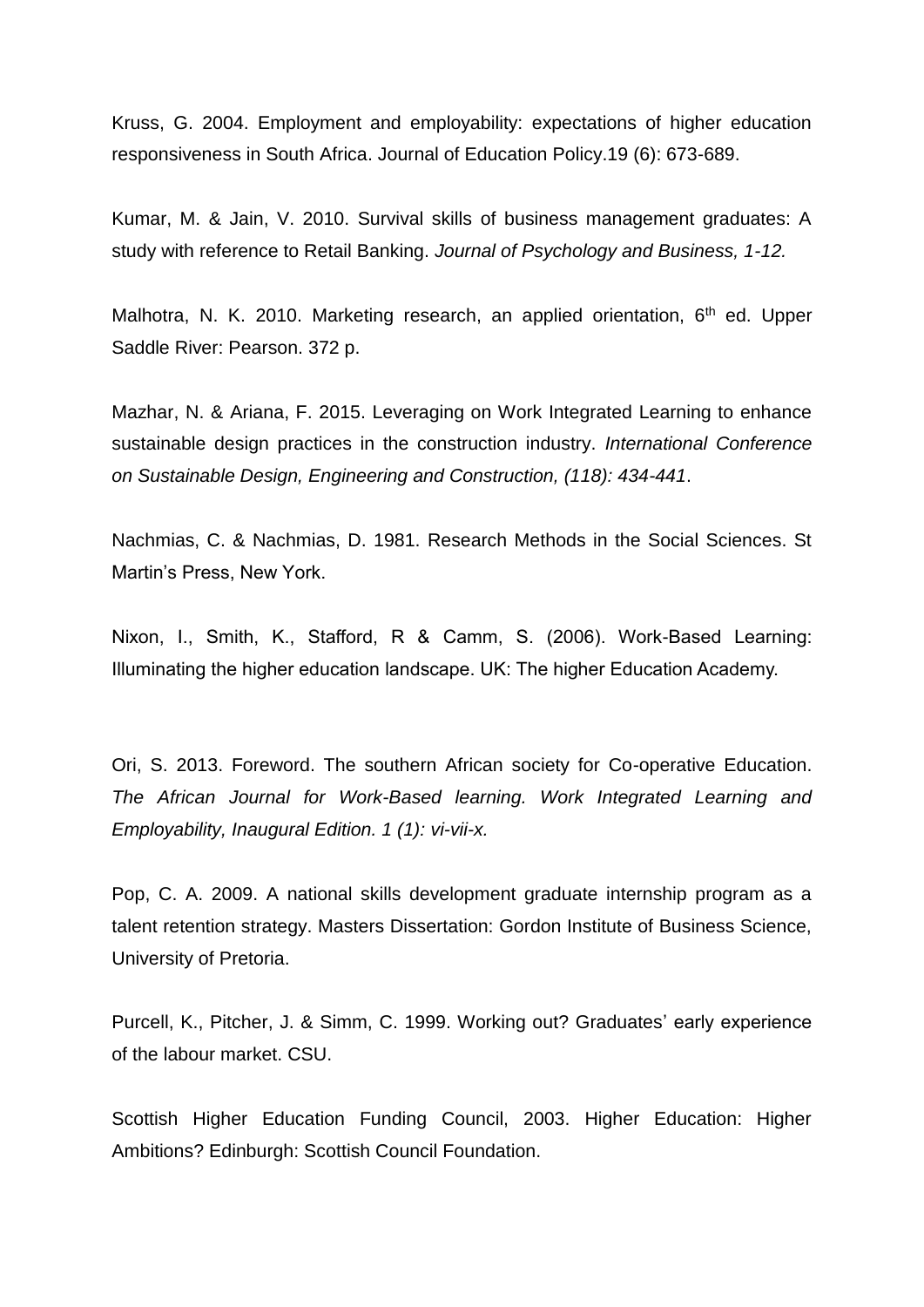Kruss, G. 2004. Employment and employability: expectations of higher education responsiveness in South Africa. Journal of Education Policy.19 (6): 673-689.

Kumar, M. & Jain, V. 2010. Survival skills of business management graduates: A study with reference to Retail Banking. *Journal of Psychology and Business, 1-12.*

Malhotra, N. K. 2010. Marketing research, an applied orientation, 6th ed. Upper Saddle River: Pearson. 372 p.

Mazhar, N. & Ariana, F. 2015. Leveraging on Work Integrated Learning to enhance sustainable design practices in the construction industry. *International Conference on Sustainable Design, Engineering and Construction, (118): 434-441*.

Nachmias, C. & Nachmias, D. 1981. Research Methods in the Social Sciences. St Martin's Press, New York.

Nixon, I., Smith, K., Stafford, R & Camm, S. (2006). Work-Based Learning: Illuminating the higher education landscape. UK: The higher Education Academy.

Ori, S. 2013. Foreword. The southern African society for Co-operative Education. *The African Journal for Work-Based learning. Work Integrated Learning and Employability, Inaugural Edition. 1 (1): vi-vii-x.*

Pop, C. A. 2009. A national skills development graduate internship program as a talent retention strategy. Masters Dissertation: Gordon Institute of Business Science, University of Pretoria.

Purcell, K., Pitcher, J. & Simm, C. 1999. Working out? Graduates' early experience of the labour market. CSU.

Scottish Higher Education Funding Council, 2003. Higher Education: Higher Ambitions? Edinburgh: Scottish Council Foundation.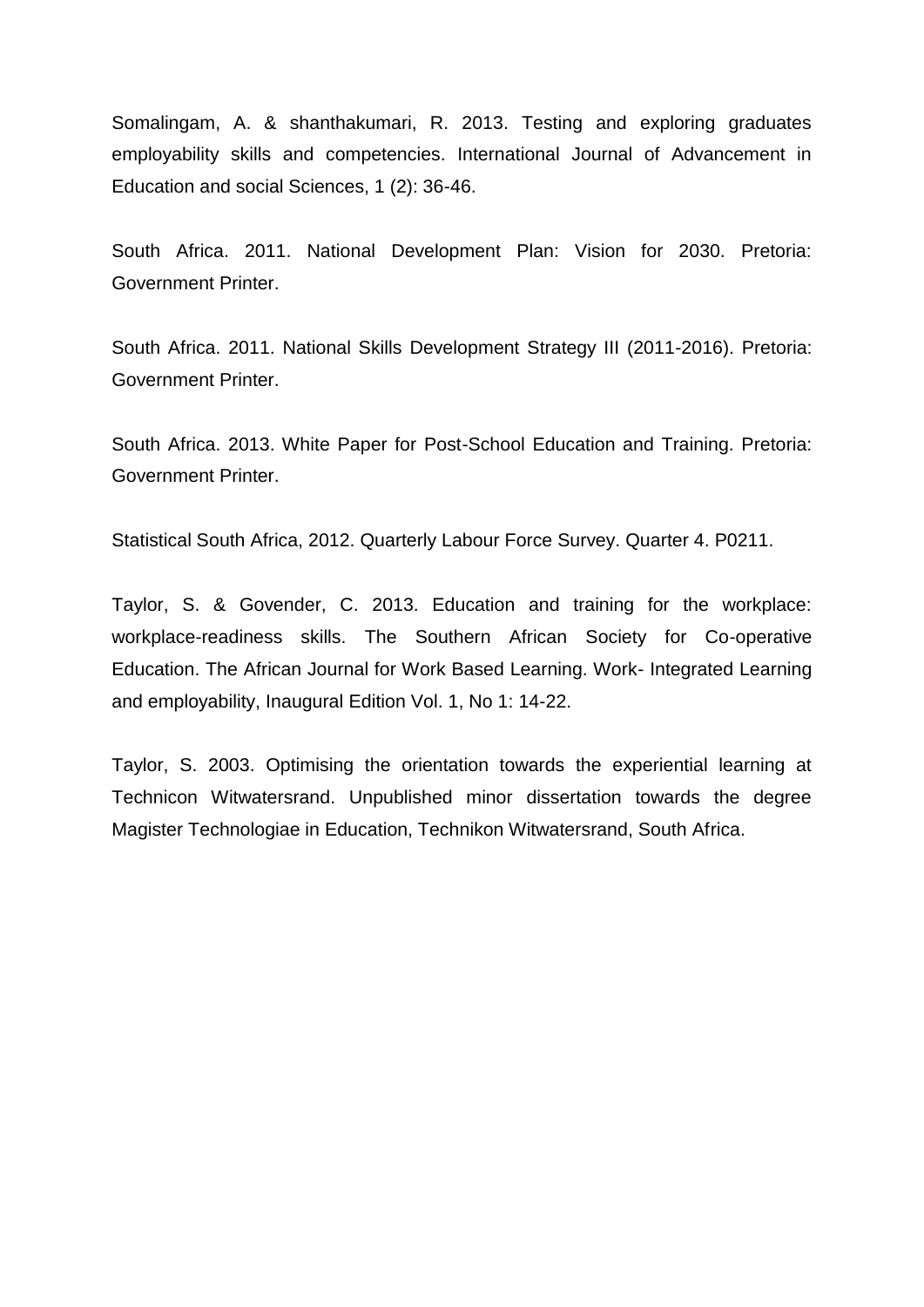Somalingam, A. & shanthakumari, R. 2013. Testing and exploring graduates employability skills and competencies. International Journal of Advancement in Education and social Sciences, 1 (2): 36-46.

South Africa. 2011. National Development Plan: Vision for 2030. Pretoria: Government Printer.

South Africa. 2011. National Skills Development Strategy III (2011-2016). Pretoria: Government Printer.

South Africa. 2013. White Paper for Post-School Education and Training. Pretoria: Government Printer.

Statistical South Africa, 2012. Quarterly Labour Force Survey. Quarter 4. P0211.

Taylor, S. & Govender, C. 2013. Education and training for the workplace: workplace-readiness skills. The Southern African Society for Co-operative Education. The African Journal for Work Based Learning. Work- Integrated Learning and employability, Inaugural Edition Vol. 1, No 1: 14-22.

Taylor, S. 2003. Optimising the orientation towards the experiential learning at Technicon Witwatersrand. Unpublished minor dissertation towards the degree Magister Technologiae in Education, Technikon Witwatersrand, South Africa.